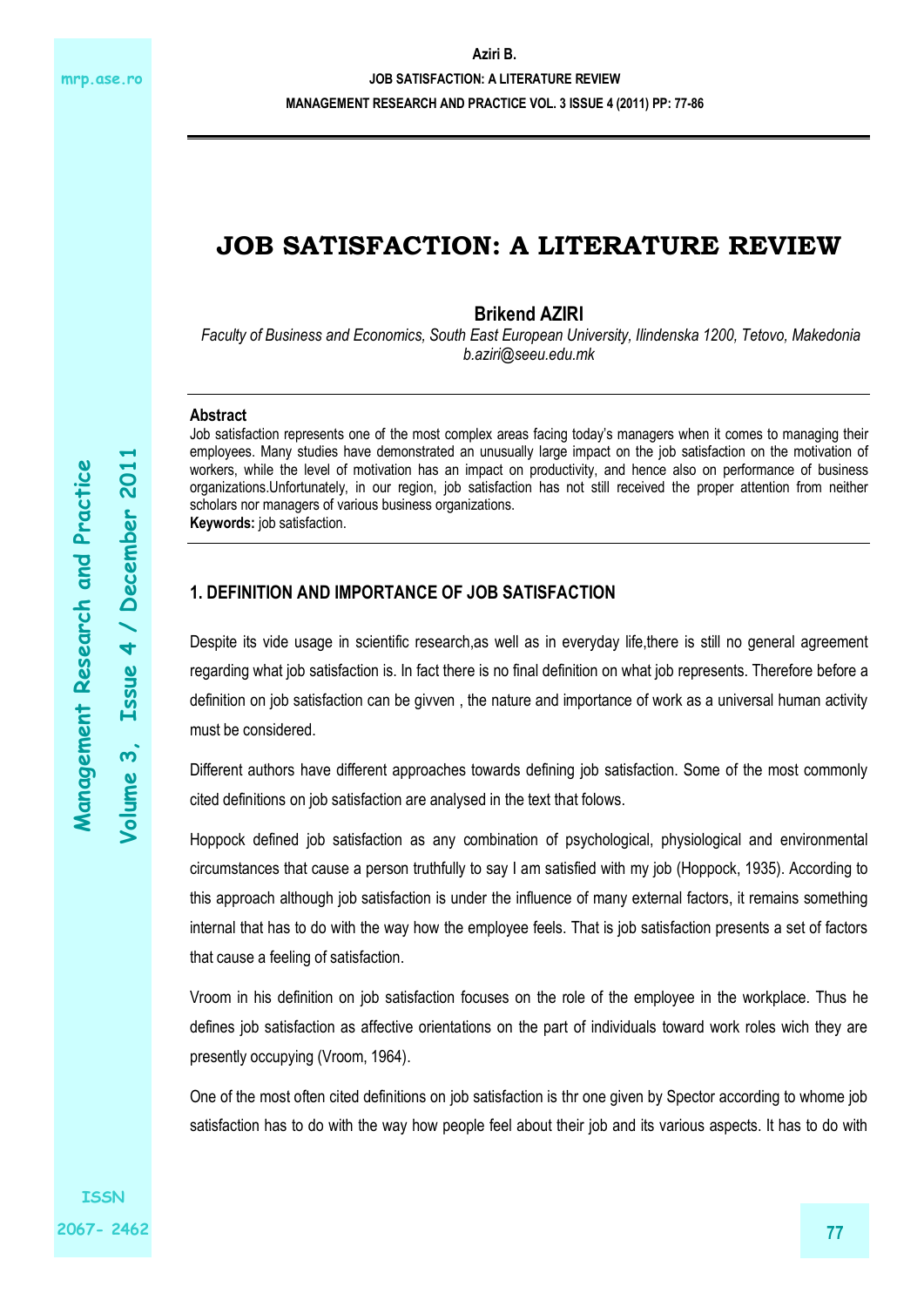# JOB SATISFACTION: A LITERATURE REVIEW

**Brikend AZIRI**

*Faculty of Business and Economics, South East European University, Ilindenska 1200, Tetovo, Makedonia*
*b.aziri@seeu.edu.mk*

**Abstract**

Job satisfaction represents one of the most complex areas facing today's managers when it comes to managing their employees. Many studies have demonstrated an unusually large impact on the job satisfaction on the motivation of workers, while the level of motivation has an impact on productivity, and hence also on performance of business organizations.Unfortunately, in our region, job satisfaction has not still received the proper attention from neither scholars nor managers of various business organizations.

**Keywords:** job satisfaction.

## 1. DEFINITION AND IMPORTANCE OF JOB SATISFACTION

Despite its vide usage in scientific research,as well as in everyday life,there is still no general agreement regarding what job satisfaction is. In fact there is no final definition on what job represents. Therefore before a definition on job satisfaction can be givven , the nature and importance of work as a universal human activity must be considered.

Different authors have different approaches towards defining job satisfaction. Some of the most commonly cited definitions on job satisfaction are analysed in the text that folows.

Hoppock defined job satisfaction as any combination of psychological, physiological and environmental circumstances that cause a person truthfully to say I am satisfied with my job (Hoppock, 1935). According to this approach although job satisfaction is under the influence of many external factors, it remains something internal that has to do with the way how the employee feels. That is job satisfaction presents a set of factors that cause a feeling of satisfaction.

Vroom in his definition on job satisfaction focuses on the role of the employee in the workplace. Thus he defines job satisfaction as affective orientations on the part of individuals toward work roles wich they are presently occupying (Vroom, 1964).

One of the most often cited definitions on job satisfaction is thr one given by Spector according to whome job satisfaction has to do with the way how people feel about their job and its various aspects. It has to do with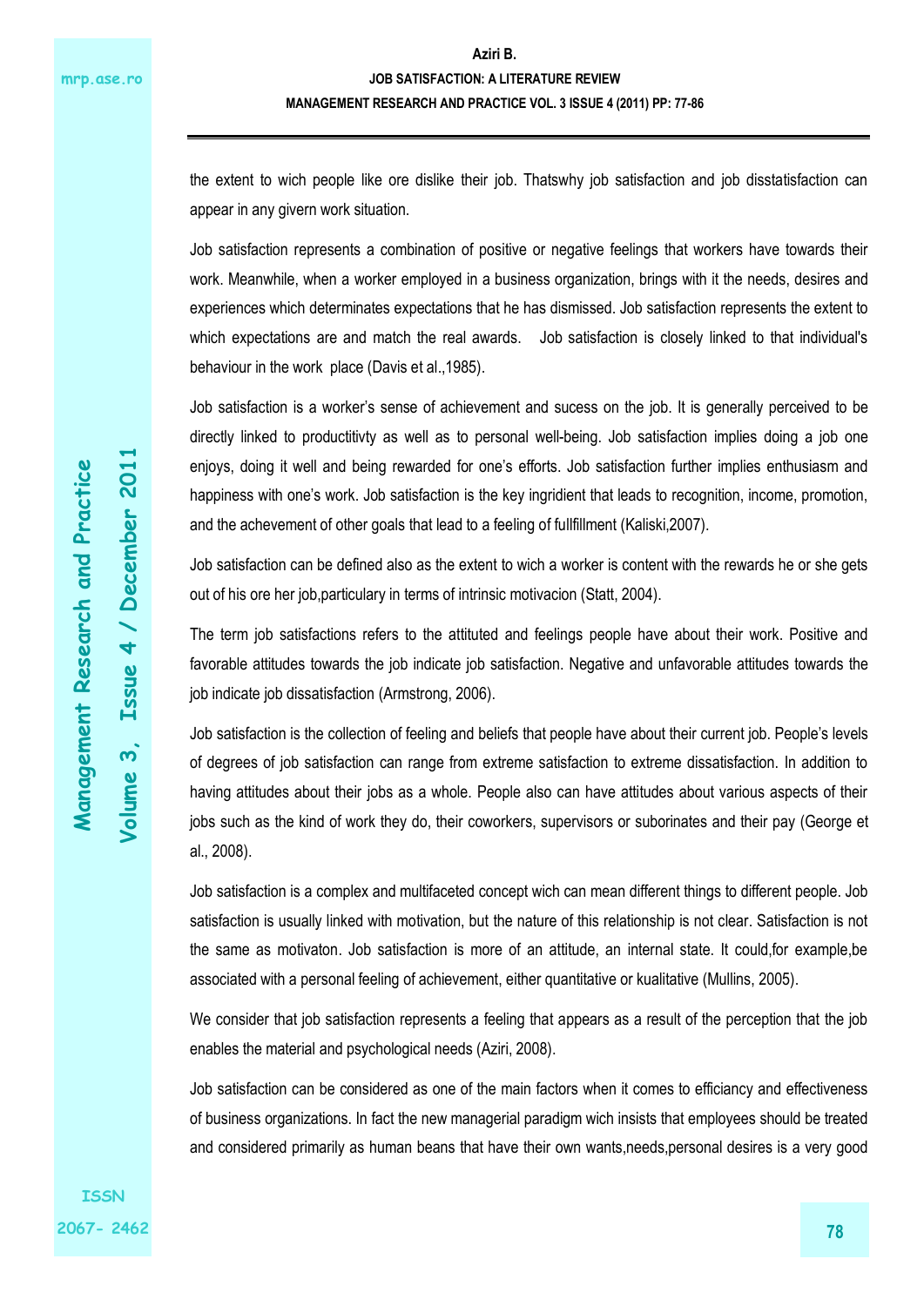the extent to wich people like ore dislike their job. Thatswhy job satisfaction and job disstatisfaction can appear in any givern work situation.

Job satisfaction represents a combination of positive or negative feelings that workers have towards their work. Meanwhile, when a worker employed in a business organization, brings with it the needs, desires and experiences which determinates expectations that he has dismissed. Job satisfaction represents the extent to which expectations are and match the real awards. Job satisfaction is closely linked to that individual's behaviour in the work place (Davis et al.,1985).

Job satisfaction is a worker's sense of achievement and sucess on the job. It is generally perceived to be directly linked to productitivty as well as to personal well-being. Job satisfaction implies doing a job one enjoys, doing it well and being rewarded for one's efforts. Job satisfaction further implies enthusiasm and happiness with one's work. Job satisfaction is the key ingridient that leads to recognition, income, promotion, and the achevement of other goals that lead to a feeling of fullfillment (Kaliski,2007).

Job satisfaction can be defined also as the extent to wich a worker is content with the rewards he or she gets out of his ore her job,particulary in terms of intrinsic motivacion (Statt, 2004).

The term job satisfactions refers to the attituted and feelings people have about their work. Positive and favorable attitudes towards the job indicate job satisfaction. Negative and unfavorable attitudes towards the job indicate job dissatisfaction (Armstrong, 2006).

Job satisfaction is the collection of feeling and beliefs that people have about their current job. People's levels of degrees of job satisfaction can range from extreme satisfaction to extreme dissatisfaction. In addition to having attitudes about their jobs as a whole. People also can have attitudes about various aspects of their jobs such as the kind of work they do, their coworkers, supervisors or suborinates and their pay (George et al., 2008).

Job satisfaction is a complex and multifaceted concept wich can mean different things to different people. Job satisfaction is usually linked with motivation, but the nature of this relationship is not clear. Satisfaction is not the same as motivaton. Job satisfaction is more of an attitude, an internal state. It could,for example,be associated with a personal feeling of achievement, either quantitative or kualitative (Mullins, 2005).

We consider that job satisfaction represents a feeling that appears as a result of the perception that the job enables the material and psychological needs (Aziri, 2008).

Job satisfaction can be considered as one of the main factors when it comes to efficiancy and effectiveness of business organizations. In fact the new managerial paradigm wich insists that employees should be treated and considered primarily as human beans that have their own wants,needs,personal desires is a very good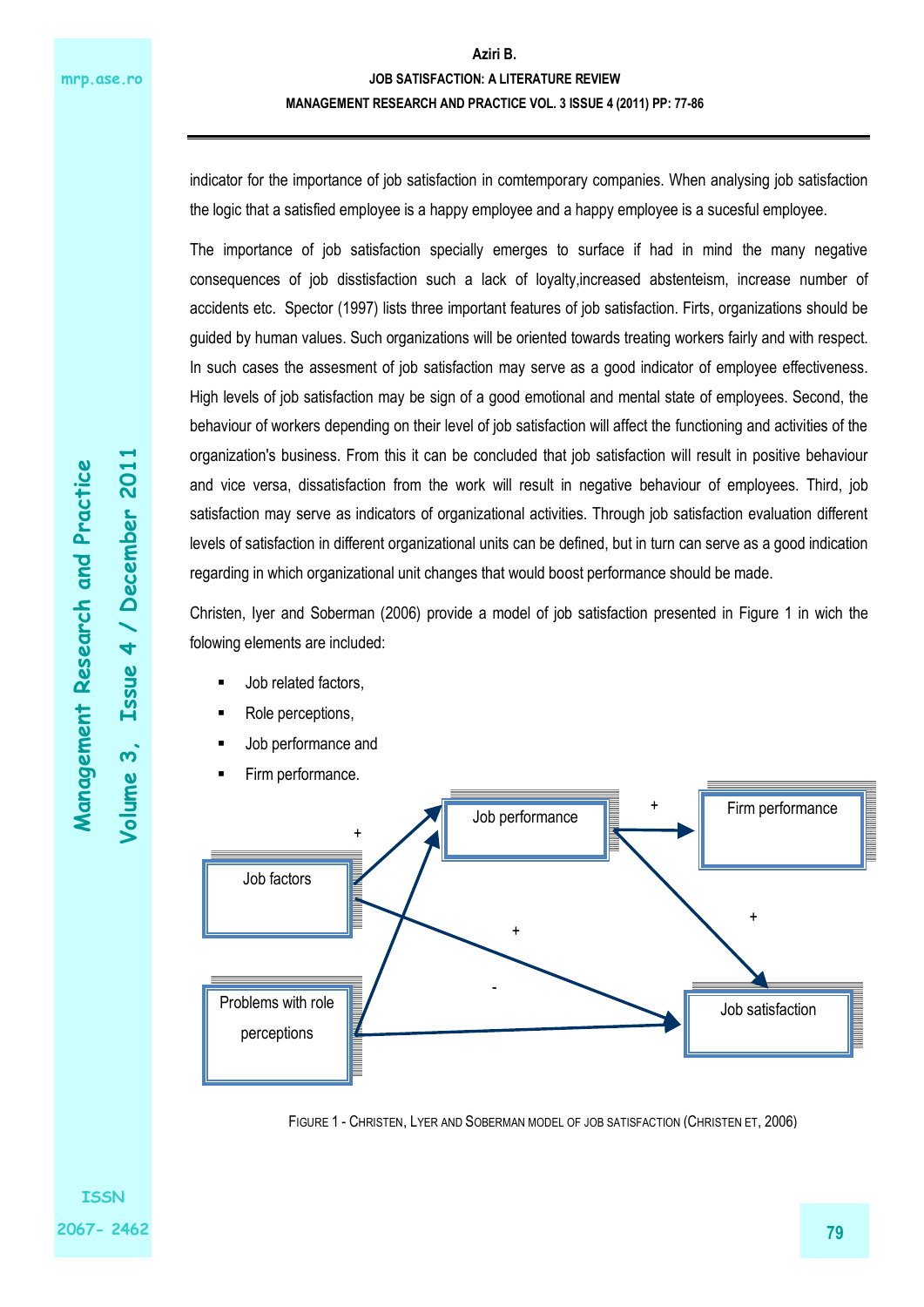indicator for the importance of job satisfaction in comtemporary companies. When analysing job satisfaction the logic that a satisfied employee is a happy employee and a happy employee is a sucesful employee.

The importance of job satisfaction specially emerges to surface if had in mind the many negative consequences of job disstisfaction such a lack of loyalty,increased absenteism, increase number of accidents etc. Spector (1997) lists three important features of job satisfaction. Firts, organizations should be guided by human values. Such organizations will be oriented towards treating workers fairly and with respect. In such cases the assesment of job satisfaction may serve as a good indicator of employee effectiveness. High levels of job satisfaction may be sign of a good emotional and mental state of employees. Second, the behaviour of workers depending on their level of job satisfaction will affect the functioning and activities of the organization's business. From this it can be concluded that job satisfaction will result in positive behaviour and vice versa, dissatisfaction from the work will result in negative behaviour of employees. Third, job satisfaction may serve as indicators of organizational activities. Through job satisfaction evaluation different levels of satisfaction in different organizational units can be defined, but in turn can serve as a good indication regarding in which organizational unit changes that would boost performance should be made.

Christen, Iyer and Soberman (2006) provide a model of job satisfaction presented in Figure 1 in wich the folowing elements are included:

- Job related factors,
- Role perceptions,
- Job performance and
- Firm performance.

FIGURE 1 - CHRISTEN, LYER AND SOBERMAN MODEL OF JOB SATISFACTION (CHRISTEN ET, 2006)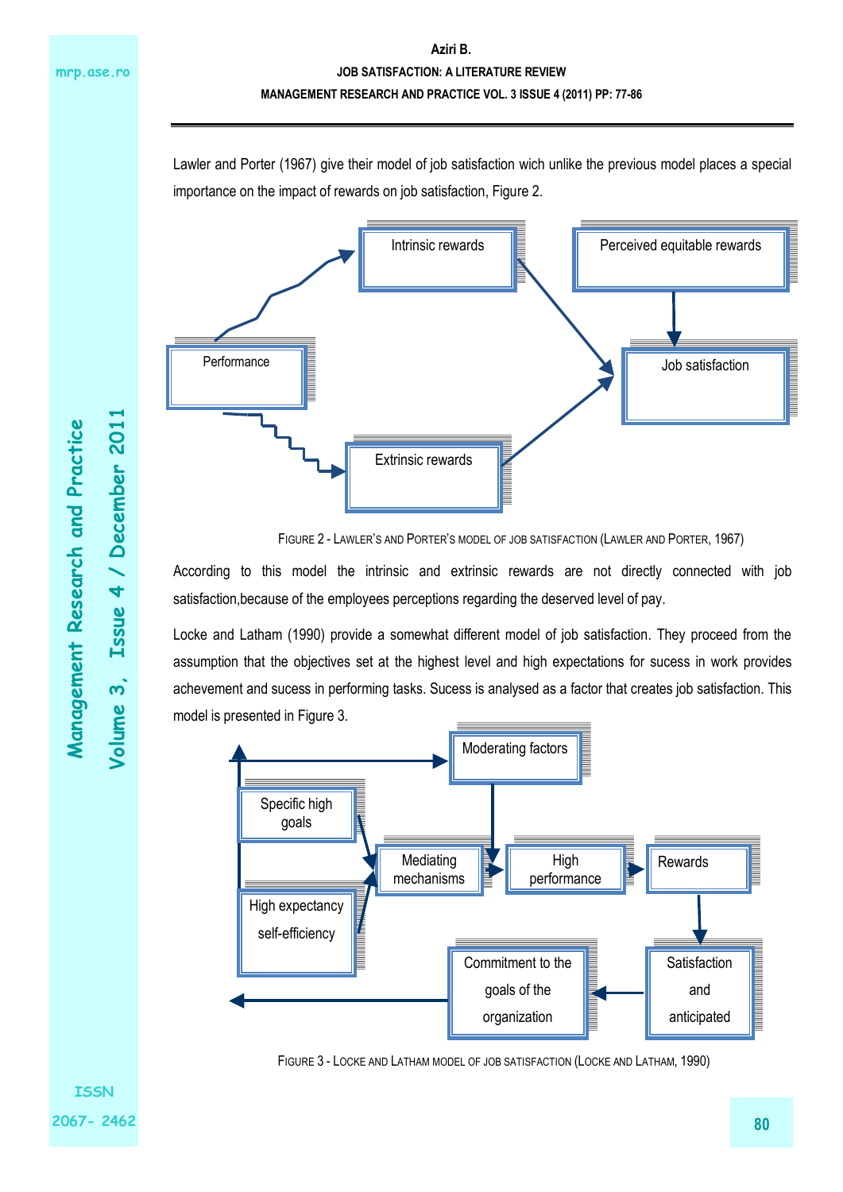Lawler and Porter (1967) give their model of job satisfaction wich unlike the previous model places a special importance on the impact of rewards on job satisfaction, Figure 2.

FIGURE 2 - LAWLER'S AND PORTER'S MODEL OF JOB SATISFACTION (LAWLER AND PORTER, 1967)

According to this model the intrinsic and extrinsic rewards are not directly connected with job satisfaction,because of the employees perceptions regarding the deserved level of pay.

Locke and Latham (1990) provide a somewhat different model of job satisfaction. They proceed from the assumption that the objectives set at the highest level and high expectations for sucess in work provides achevement and sucess in performing tasks. Sucess is analysed as a factor that creates job satisfaction. This model is presented in Figure 3.

FIGURE 3 - LOCKE AND LATHAM MODEL OF JOB SATISFACTION (LOCKE AND LATHAM, 1990)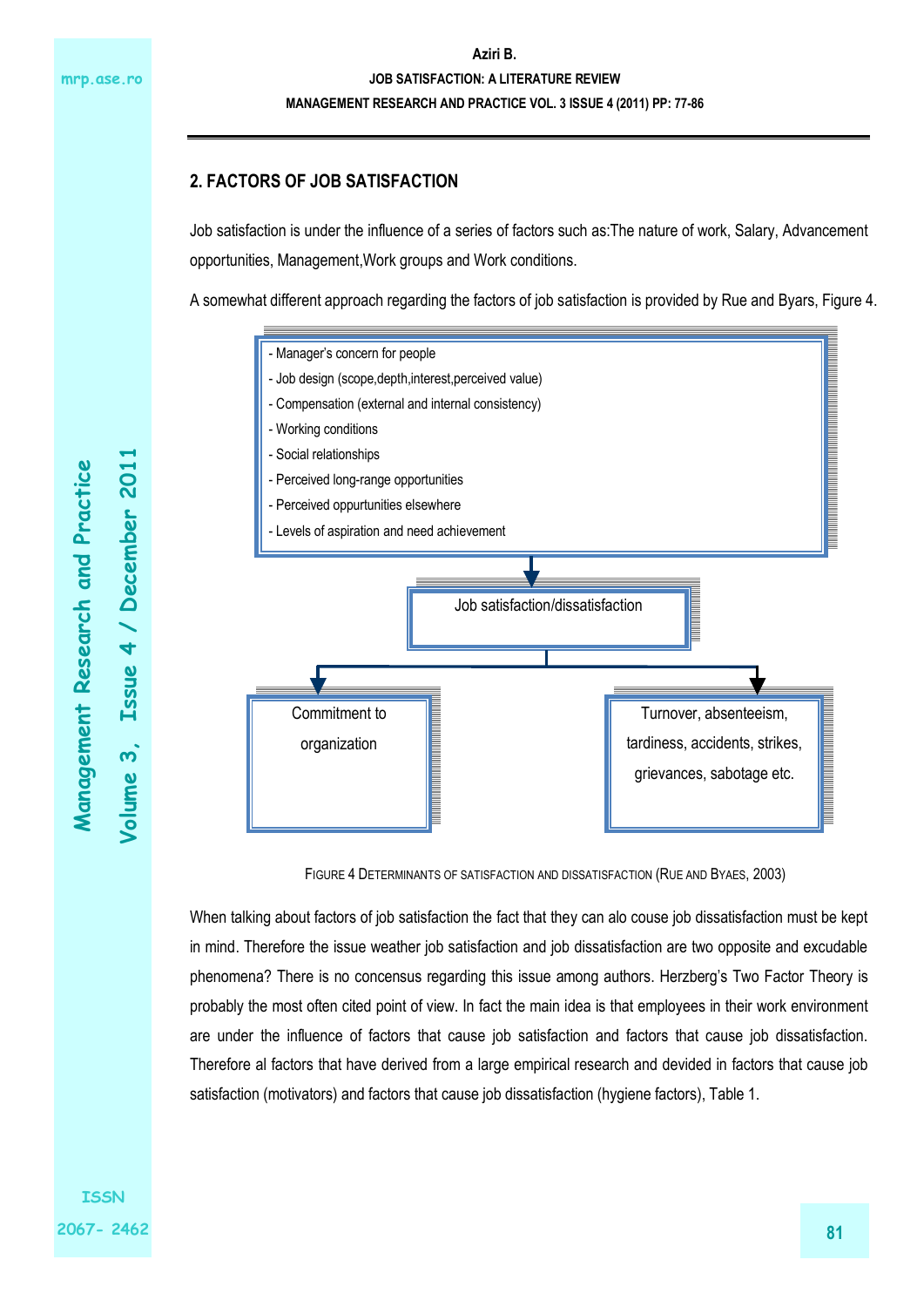## 2. FACTORS OF JOB SATISFACTION

Job satisfaction is under the influence of a series of factors such as:The nature of work, Salary, Advancement opportunities, Management,Work groups and Work conditions.

A somewhat different approach regarding the factors of job satisfaction is provided by Rue and Byars, Figure 4.

- Manager's concern for people
- Job design (scope,depth,interest,perceived value)
- Compensation (external and internal consistency)
- Working conditions
- Social relationships
- Perceived long-range opportunities
- Perceived oppurtunities elsewhere
- Levels of aspiration and need achievement

Job satisfaction/dissatisfaction

Commitment to organization

Turnover, absenteeism, tardiness, accidents, strikes, grievances, sabotage etc.

FIGURE 4 DETERMINANTS OF SATISFACTION AND DISSATISFACTION (RUE AND BYAES, 2003)

When talking about factors of job satisfaction the fact that they can alo couse job dissatisfaction must be kept in mind. Therefore the issue weather job satisfaction and job dissatisfaction are two opposite and excudable phenomena? There is no concensus regarding this issue among authors. Herzberg's Two Factor Theory is probably the most often cited point of view. In fact the main idea is that employees in their work environment are under the influence of factors that cause job satisfaction and factors that cause job dissatisfaction. Therefore al factors that have derived from a large empirical research and devided in factors that cause job satisfaction (motivators) and factors that cause job dissatisfaction (hygiene factors), Table 1.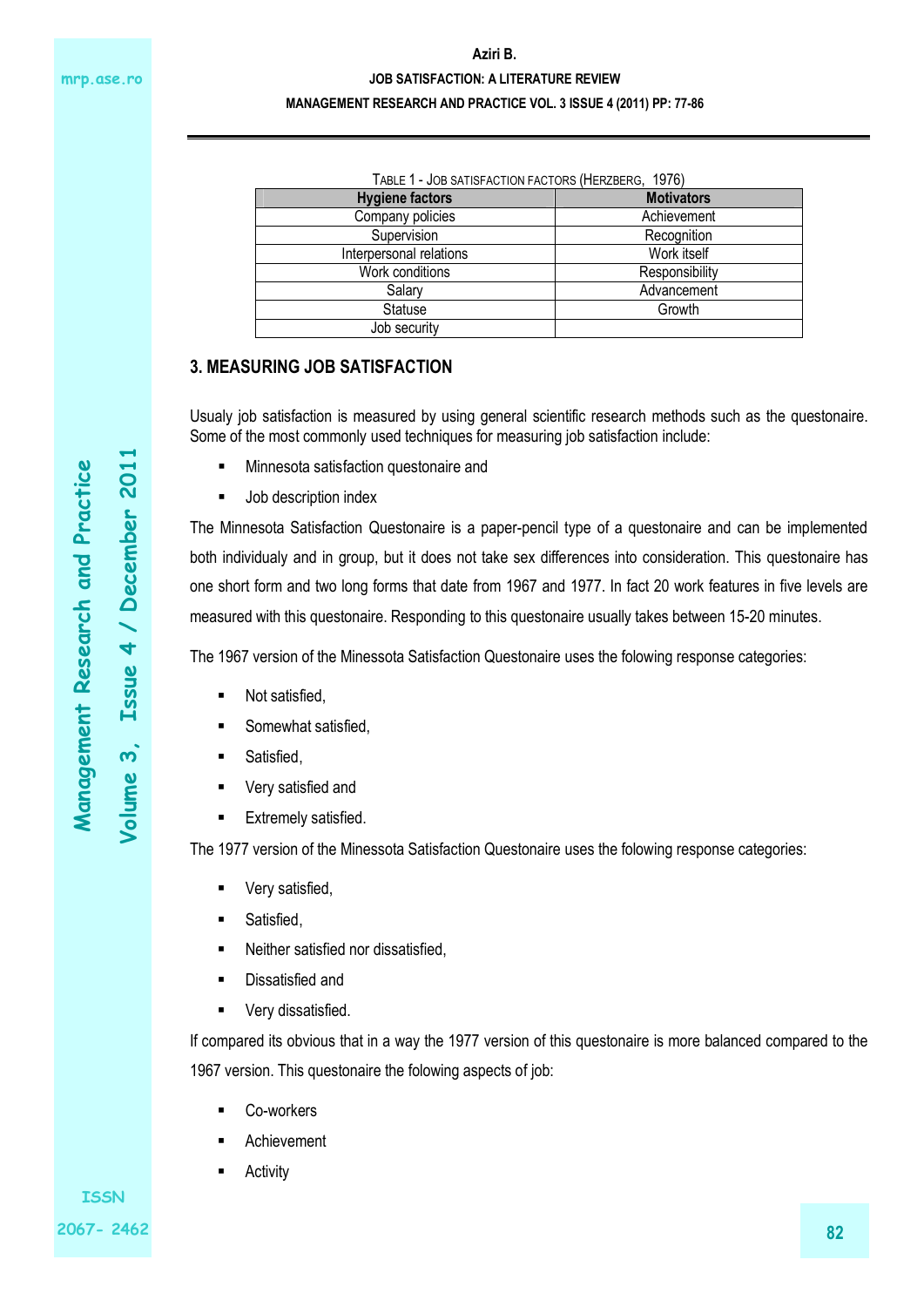TABLE 1 - JOB SATISFACTION FACTORS (HERZBERG, 1976)

| Hygiene factors | Motivators |
| --- | --- |
| Company policies | Achievement |
| Supervision | Recognition |
| Interpersonal relations | Work itself |
| Work conditions | Responsibility |
| Salary | Advancement |
| Statuse | Growth |
| Job security | |

## 3. MEASURING JOB SATISFACTION

Usualy job satisfaction is measured by using general scientific research methods such as the questonaire. Some of the most commonly used techniques for measuring job satisfaction include:

- Minnesota satisfaction questonaire and
- Job description index

The Minnesota Satisfaction Questonaire is a paper-pencil type of a questonaire and can be implemented both individualy and in group, but it does not take sex differences into consideration. This questonaire has one short form and two long forms that date from 1967 and 1977. In fact 20 work features in five levels are measured with this questonaire. Responding to this questonaire usually takes between 15-20 minutes.

The 1967 version of the Minessota Satisfaction Questonaire uses the folowing response categories:

- Not satisfied,
- Somewhat satisfied,
- Satisfied,
- Very satisfied and
- Extremely satisfied.

The 1977 version of the Minessota Satisfaction Questonaire uses the folowing response categories:

- Very satisfied,
- Satisfied,
- Neither satisfied nor dissatisfied,
- Dissatisfied and
- Very dissatisfied.

If compared its obvious that in a way the 1977 version of this questonaire is more balanced compared to the 1967 version. This questonaire the folowing aspects of job:

- Co-workers
- Achievement
- Activity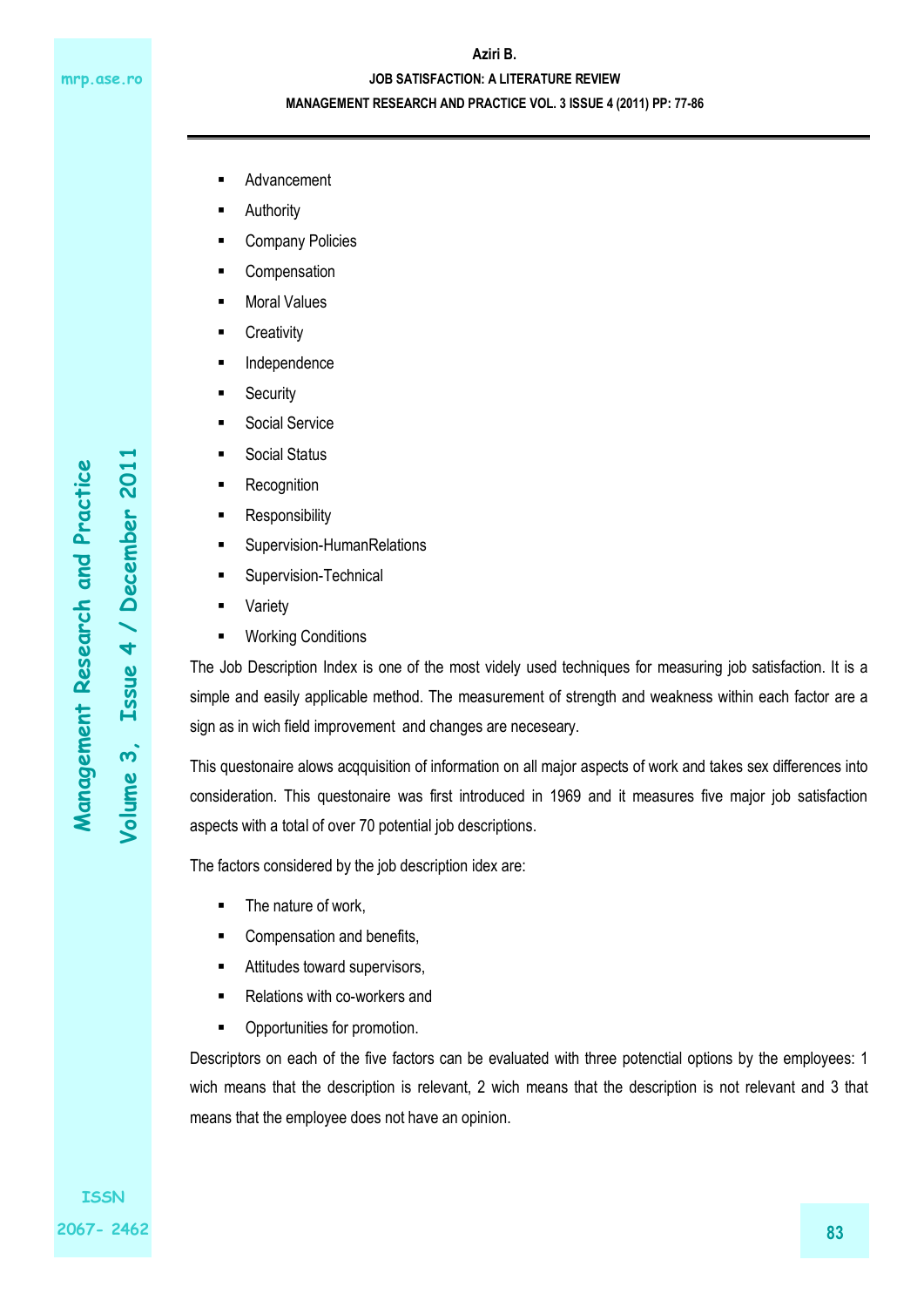- Advancement
- Authority
- Company Policies
- Compensation
- Moral Values
- Creativity
- Independence
- Security
- Social Service
- Social Status
- Recognition
- Responsibility
- Supervision-HumanRelations
- Supervision-Technical
- Variety
- Working Conditions

The Job Description Index is one of the most videly used techniques for measuring job satisfaction. It is a simple and easily applicable method. The measurement of strength and weakness within each factor are a sign as in wich field improvement and changes are neceseary.

This questonaire alows acqquisition of information on all major aspects of work and takes sex differences into consideration. This questonaire was first introduced in 1969 and it measures five major job satisfaction aspects with a total of over 70 potential job descriptions.

The factors considered by the job description idex are:

- The nature of work,
- Compensation and benefits,
- Attitudes toward supervisors,
- Relations with co-workers and
- Opportunities for promotion.

Descriptors on each of the five factors can be evaluated with three potenctial options by the employees: 1 wich means that the description is relevant, 2 wich means that the description is not relevant and 3 that means that the employee does not have an opinion.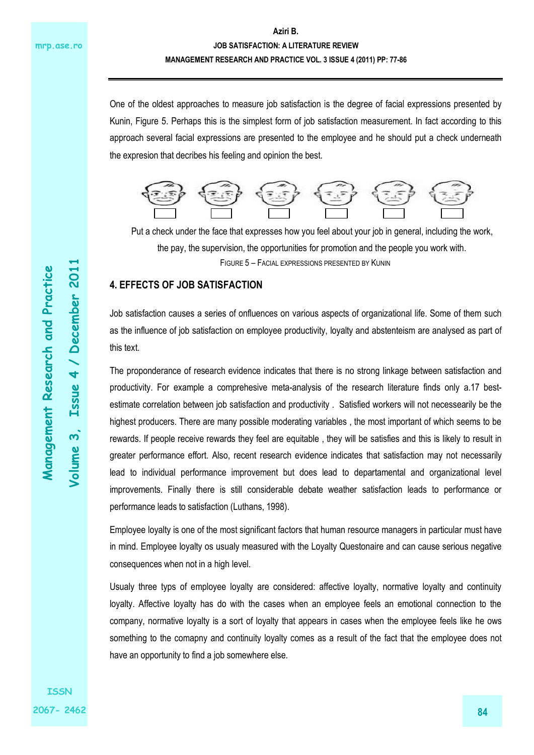One of the oldest approaches to measure job satisfaction is the degree of facial expressions presented by Kunin, Figure 5. Perhaps this is the simplest form of job satisfaction measurement. In fact according to this approach several facial expressions are presented to the employee and he should put a check underneath the expresion that decribes his feeling and opinion the best.

Put a check under the face that expresses how you feel about your job in general, including the work, the pay, the supervision, the opportunities for promotion and the people you work with.

FIGURE 5 – FACIAL EXPRESSIONS PRESENTED BY KUNIN

## 4. EFFECTS OF JOB SATISFACTION

Job satisfaction causes a series of onfluences on various aspects of organizational life. Some of them such as the influence of job satisfaction on employee productivity, loyalty and absenteism are analysed as part of this text.

The proponderance of research evidence indicates that there is no strong linkage between satisfaction and productivity. For example a comprehesive meta-analysis of the research literature finds only a.17 best-estimate correlation between job satisfaction and productivity . Satisfied workers will not necessearily be the highest producers. There are many possible moderating variables , the most important of which seems to be rewards. If people receive rewards they feel are equitable , they will be satisfies and this is likely to result in greater performance effort. Also, recent research evidence indicates that satisfaction may not necessarily lead to individual performance improvement but does lead to departamental and organizational level improvements. Finally there is still considerable debate weather satisfaction leads to performance or performance leads to satisfaction (Luthans, 1998).

Employee loyalty is one of the most significant factors that human resource managers in particular must have in mind. Employee loyalty os usualy measured with the Loyalty Questonaire and can cause serious negative consequences when not in a high level.

Usualy three typs of employee loyalty are considered: affective loyalty, normative loyalty and continuity loyalty. Affective loyalty has do with the cases when an employee feels an emotional connection to the company, normative loyalty is a sort of loyalty that appears in cases when the employee feels like he ows something to the comapny and continuity loyalty comes as a result of the fact that the employee does not have an opportunity to find a job somewhere else.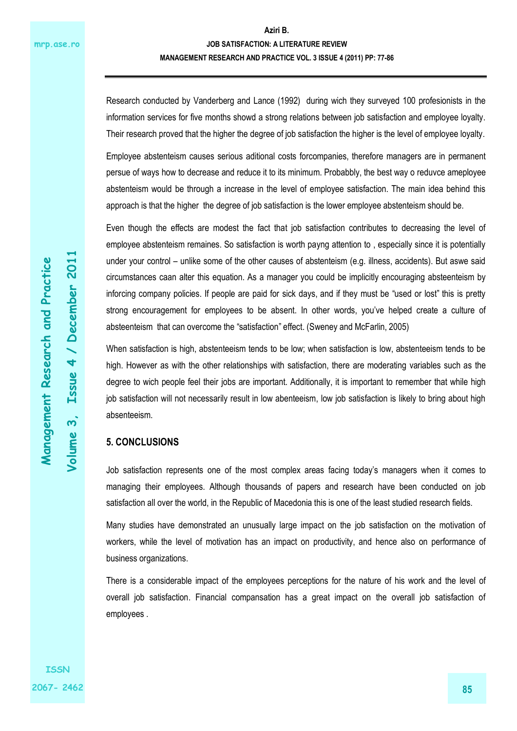Research conducted by Vanderberg and Lance (1992) during wich they surveyed 100 profesionists in the information services for five months showd a strong relations between job satisfaction and employee loyalty. Their research proved that the higher the degree of job satisfaction the higher is the level of employee loyalty.

Employee absenteism causes serious aditional costs forcompanies, therefore managers are in permanent persue of ways how to decrease and reduce it to its minimum. Probabbly, the best way o reduvce ameployee absenteism would be through a increase in the level of employee satisfaction. The main idea behind this approach is that the higher the degree of job satisfaction is the lower employee absenteism should be.

Even though the effects are modest the fact that job satisfaction contributes to decreasing the level of employee absenteism remaines. So satisfaction is worth payng attention to , especially since it is potentially under your control – unlike some of the other causes of absenteism (e.g. illness, accidents). But aswe said circumstances caan alter this equation. As a manager you could be implicitly encouraging absteenteism by inforcing company policies. If people are paid for sick days, and if they must be "used or lost" this is pretty strong encouragement for employees to be absent. In other words, you've helped create a culture of absteenteism that can overcome the "satisfaction" effect. (Sweney and McFarlin, 2005)

When satisfaction is high, absenteeism tends to be low; when satisfaction is low, absenteeism tends to be high. However as with the other relationships with satisfaction, there are moderating variables such as the degree to wich people feel their jobs are important. Additionally, it is important to remember that while high job satisfaction will not necessarily result in low abenteeism, low job satisfaction is likely to bring about high absenteeism.

## 5. CONCLUSIONS

Job satisfaction represents one of the most complex areas facing today's managers when it comes to managing their employees. Although thousands of papers and research have been conducted on job satisfaction all over the world, in the Republic of Macedonia this is one of the least studied research fields.

Many studies have demonstrated an unusually large impact on the job satisfaction on the motivation of workers, while the level of motivation has an impact on productivity, and hence also on performance of business organizations.

There is a considerable impact of the employees perceptions for the nature of his work and the level of overall job satisfaction. Financial compansation has a great impact on the overall job satisfaction of employees .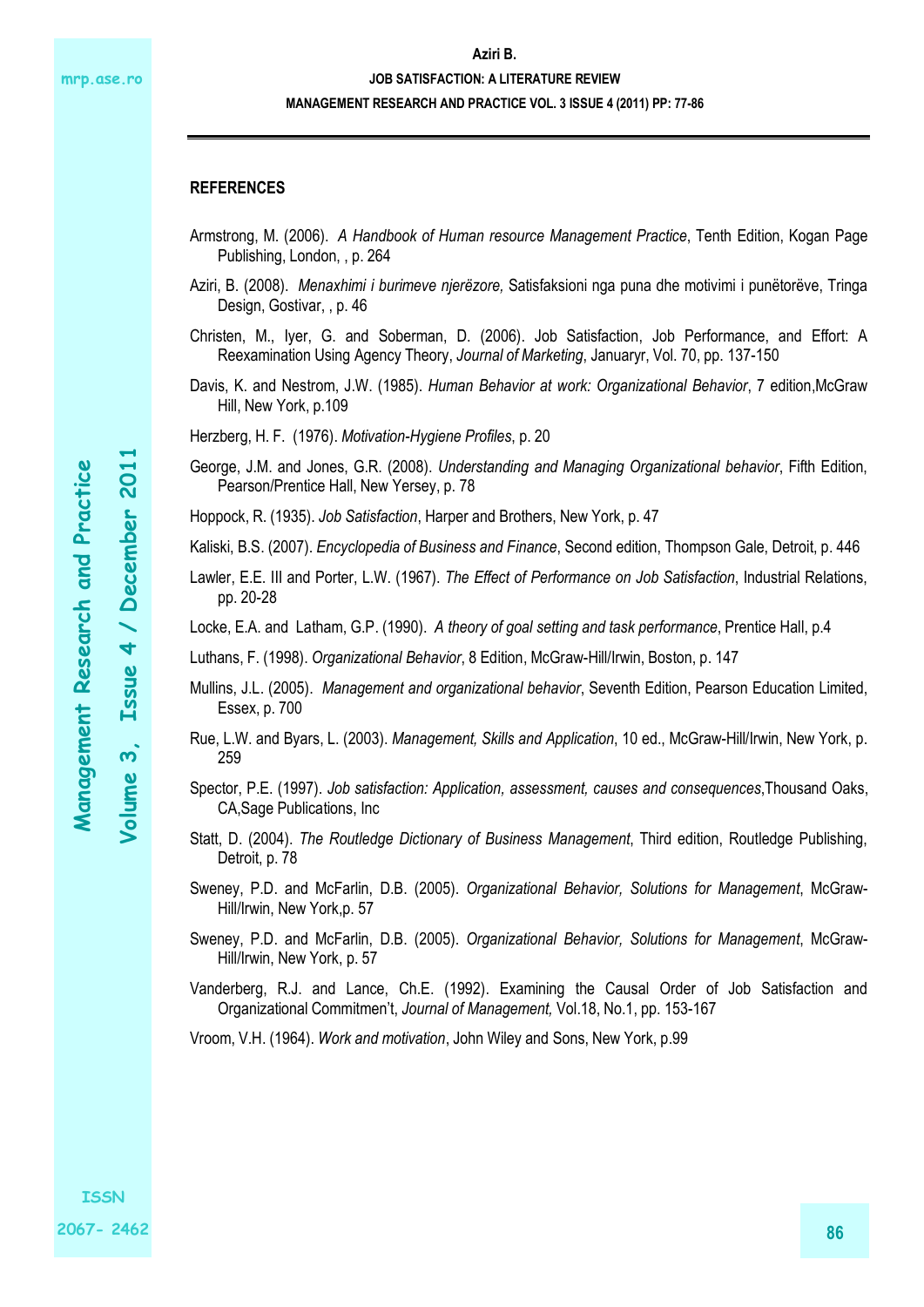## REFERENCES

Armstrong, M. (2006). *A Handbook of Human resource Management Practice*, Tenth Edition, Kogan Page Publishing, London, , p. 264

Aziri, B. (2008). *Menaxhimi i burimeve njerëzore,* Satisfaksioni nga puna dhe motivimi i punëtorëve, Tringa Design, Gostivar, , p. 46

Christen, M., Iyer, G. and Soberman, D. (2006). Job Satisfaction, Job Performance, and Effort: A Reexamination Using Agency Theory, *Journal of Marketing*, Januaryr, Vol. 70, pp. 137-150

Davis, K. and Nestrom, J.W. (1985). *Human Behavior at work: Organizational Behavior*, 7 edition,McGraw Hill, New York, p.109

Herzberg, H. F. (1976). *Motivation-Hygiene Profiles*, p. 20

George, J.M. and Jones, G.R. (2008). *Understanding and Managing Organizational behavior*, Fifth Edition, Pearson/Prentice Hall, New Yersey, p. 78

Hoppock, R. (1935). *Job Satisfaction*, Harper and Brothers, New York, p. 47

Kaliski, B.S. (2007). *Encyclopedia of Business and Finance*, Second edition, Thompson Gale, Detroit, p. 446

Lawler, E.E. III and Porter, L.W. (1967). *The Effect of Performance on Job Satisfaction*, Industrial Relations, pp. 20-28

Locke, E.A. and Latham, G.P. (1990). *A theory of goal setting and task performance*, Prentice Hall, p.4

Luthans, F. (1998). *Organizational Behavior*, 8 Edition, McGraw-Hill/Irwin, Boston, p. 147

Mullins, J.L. (2005). *Management and organizational behavior*, Seventh Edition, Pearson Education Limited, Essex, p. 700

Rue, L.W. and Byars, L. (2003). *Management, Skills and Application*, 10 ed., McGraw-Hill/Irwin, New York, p. 259

Spector, P.E. (1997). *Job satisfaction: Application, assessment, causes and consequences*,Thousand Oaks, CA,Sage Publications, Inc

Statt, D. (2004). *The Routledge Dictionary of Business Management*, Third edition, Routledge Publishing, Detroit, p. 78

Sweney, P.D. and McFarlin, D.B. (2005). *Organizational Behavior, Solutions for Management*, McGraw-Hill/Irwin, New York,p. 57

Sweney, P.D. and McFarlin, D.B. (2005). *Organizational Behavior, Solutions for Management*, McGraw-Hill/Irwin, New York, p. 57

Vanderberg, R.J. and Lance, Ch.E. (1992). Examining the Causal Order of Job Satisfaction and Organizational Commitmen't, *Journal of Management,* Vol.18, No.1, pp. 153-167

Vroom, V.H. (1964). *Work and motivation*, John Wiley and Sons, New York, p.99